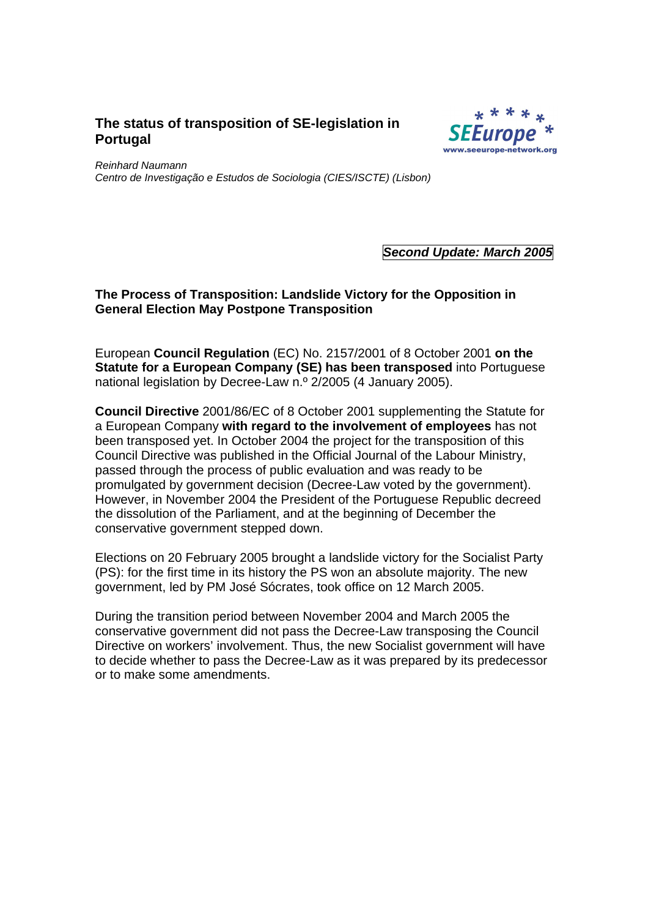# The status of transposition of SE-legislation in Portugal

SEEurope
www.seeurope-network.org

*Reinhard Naumann*
*Centro de Investigação e Estudos de Sociologia (CIES/ISCTE) (Lisbon)*

***Second Update: March 2005***

## The Process of Transposition: Landslide Victory for the Opposition in General Election May Postpone Transposition

European **Council Regulation** (EC) No. 2157/2001 of 8 October 2001 **on the Statute for a European Company (SE) has been transposed** into Portuguese national legislation by Decree-Law n.º 2/2005 (4 January 2005).

**Council Directive** 2001/86/EC of 8 October 2001 supplementing the Statute for a European Company **with regard to the involvement of employees** has not been transposed yet. In October 2004 the project for the transposition of this Council Directive was published in the Official Journal of the Labour Ministry, passed through the process of public evaluation and was ready to be promulgated by government decision (Decree-Law voted by the government). However, in November 2004 the President of the Portuguese Republic decreed the dissolution of the Parliament, and at the beginning of December the conservative government stepped down.

Elections on 20 February 2005 brought a landslide victory for the Socialist Party (PS): for the first time in its history the PS won an absolute majority. The new government, led by PM José Sócrates, took office on 12 March 2005.

During the transition period between November 2004 and March 2005 the conservative government did not pass the Decree-Law transposing the Council Directive on workers' involvement. Thus, the new Socialist government will have to decide whether to pass the Decree-Law as it was prepared by its predecessor or to make some amendments.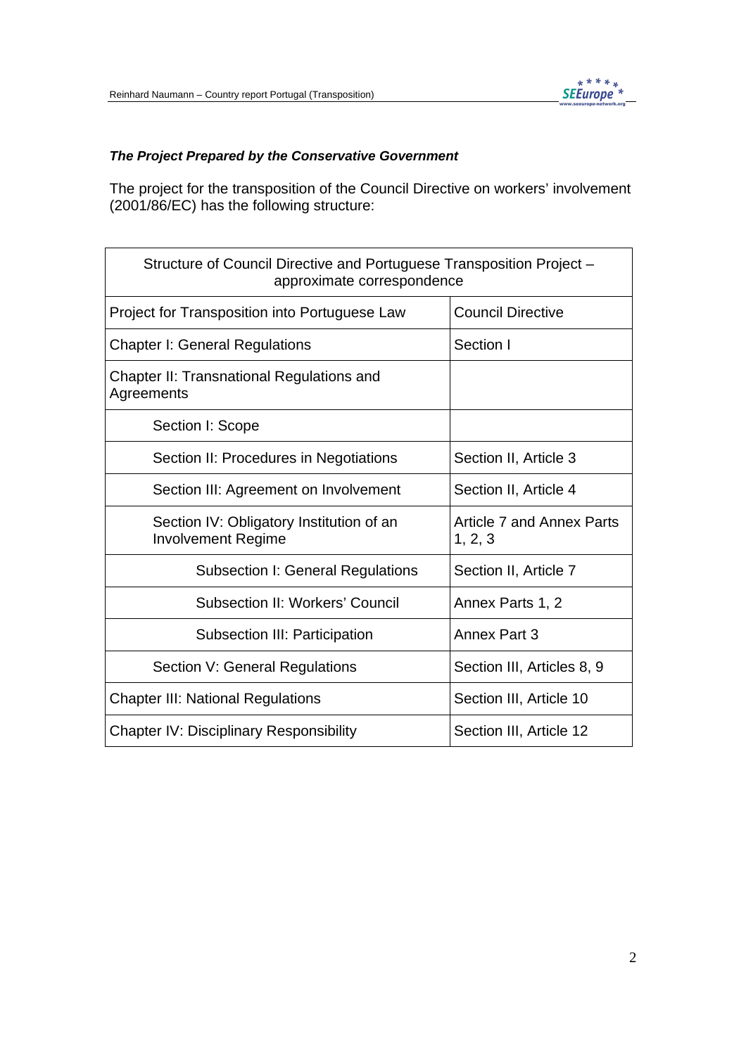***The Project Prepared by the Conservative Government***

The project for the transposition of the Council Directive on workers' involvement (2001/86/EC) has the following structure:

| Structure of Council Directive and Portuguese Transposition Project – approximate correspondence | |
|---|---|
| Project for Transposition into Portuguese Law | Council Directive |
| Chapter I: General Regulations | Section I |
| Chapter II: Transnational Regulations and Agreements | |
| Section I: Scope | |
| Section II: Procedures in Negotiations | Section II, Article 3 |
| Section III: Agreement on Involvement | Section II, Article 4 |
| Section IV: Obligatory Institution of an Involvement Regime | Article 7 and Annex Parts 1, 2, 3 |
| Subsection I: General Regulations | Section II, Article 7 |
| Subsection II: Workers' Council | Annex Parts 1, 2 |
| Subsection III: Participation | Annex Part 3 |
| Section V: General Regulations | Section III, Articles 8, 9 |
| Chapter III: National Regulations | Section III, Article 10 |
| Chapter IV: Disciplinary Responsibility | Section III, Article 12 |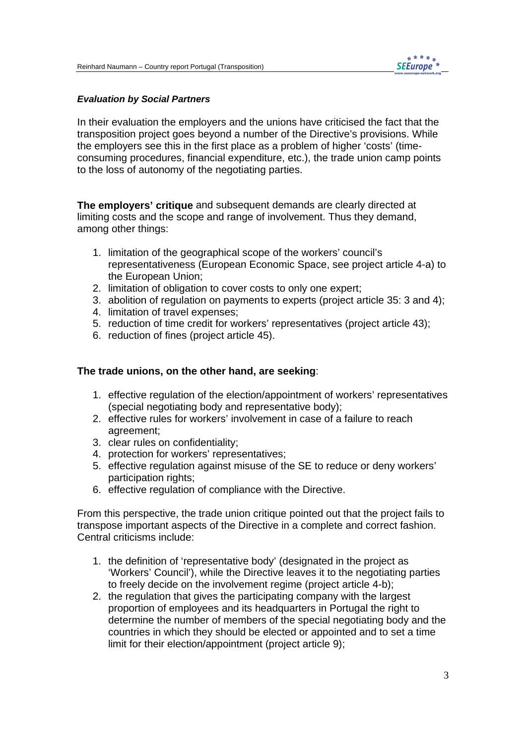***Evaluation by Social Partners***

In their evaluation the employers and the unions have criticised the fact that the transposition project goes beyond a number of the Directive's provisions. While the employers see this in the first place as a problem of higher 'costs' (time-consuming procedures, financial expenditure, etc.), the trade union camp points to the loss of autonomy of the negotiating parties.

**The employers' critique** and subsequent demands are clearly directed at limiting costs and the scope and range of involvement. Thus they demand, among other things:

1. limitation of the geographical scope of the workers' council's representativeness (European Economic Space, see project article 4-a) to the European Union;
2. limitation of obligation to cover costs to only one expert;
3. abolition of regulation on payments to experts (project article 35: 3 and 4);
4. limitation of travel expenses;
5. reduction of time credit for workers' representatives (project article 43);
6. reduction of fines (project article 45).

**The trade unions, on the other hand, are seeking**:

1. effective regulation of the election/appointment of workers' representatives (special negotiating body and representative body);
2. effective rules for workers' involvement in case of a failure to reach agreement;
3. clear rules on confidentiality;
4. protection for workers' representatives;
5. effective regulation against misuse of the SE to reduce or deny workers' participation rights;
6. effective regulation of compliance with the Directive.

From this perspective, the trade union critique pointed out that the project fails to transpose important aspects of the Directive in a complete and correct fashion. Central criticisms include:

1. the definition of 'representative body' (designated in the project as 'Workers' Council'), while the Directive leaves it to the negotiating parties to freely decide on the involvement regime (project article 4-b);
2. the regulation that gives the participating company with the largest proportion of employees and its headquarters in Portugal the right to determine the number of members of the special negotiating body and the countries in which they should be elected or appointed and to set a time limit for their election/appointment (project article 9);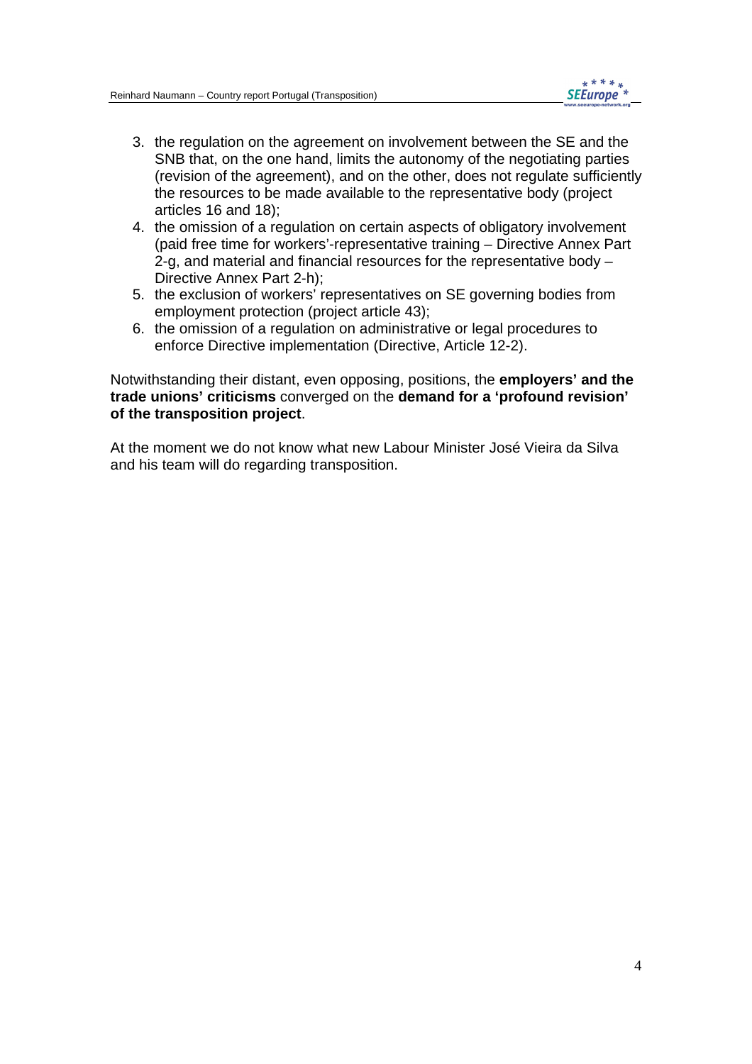3. the regulation on the agreement on involvement between the SE and the SNB that, on the one hand, limits the autonomy of the negotiating parties (revision of the agreement), and on the other, does not regulate sufficiently the resources to be made available to the representative body (project articles 16 and 18);
4. the omission of a regulation on certain aspects of obligatory involvement (paid free time for workers'-representative training – Directive Annex Part 2-g, and material and financial resources for the representative body – Directive Annex Part 2-h);
5. the exclusion of workers' representatives on SE governing bodies from employment protection (project article 43);
6. the omission of a regulation on administrative or legal procedures to enforce Directive implementation (Directive, Article 12-2).

Notwithstanding their distant, even opposing, positions, the **employers' and the trade unions' criticisms** converged on the **demand for a 'profound revision' of the transposition project**.

At the moment we do not know what new Labour Minister José Vieira da Silva and his team will do regarding transposition.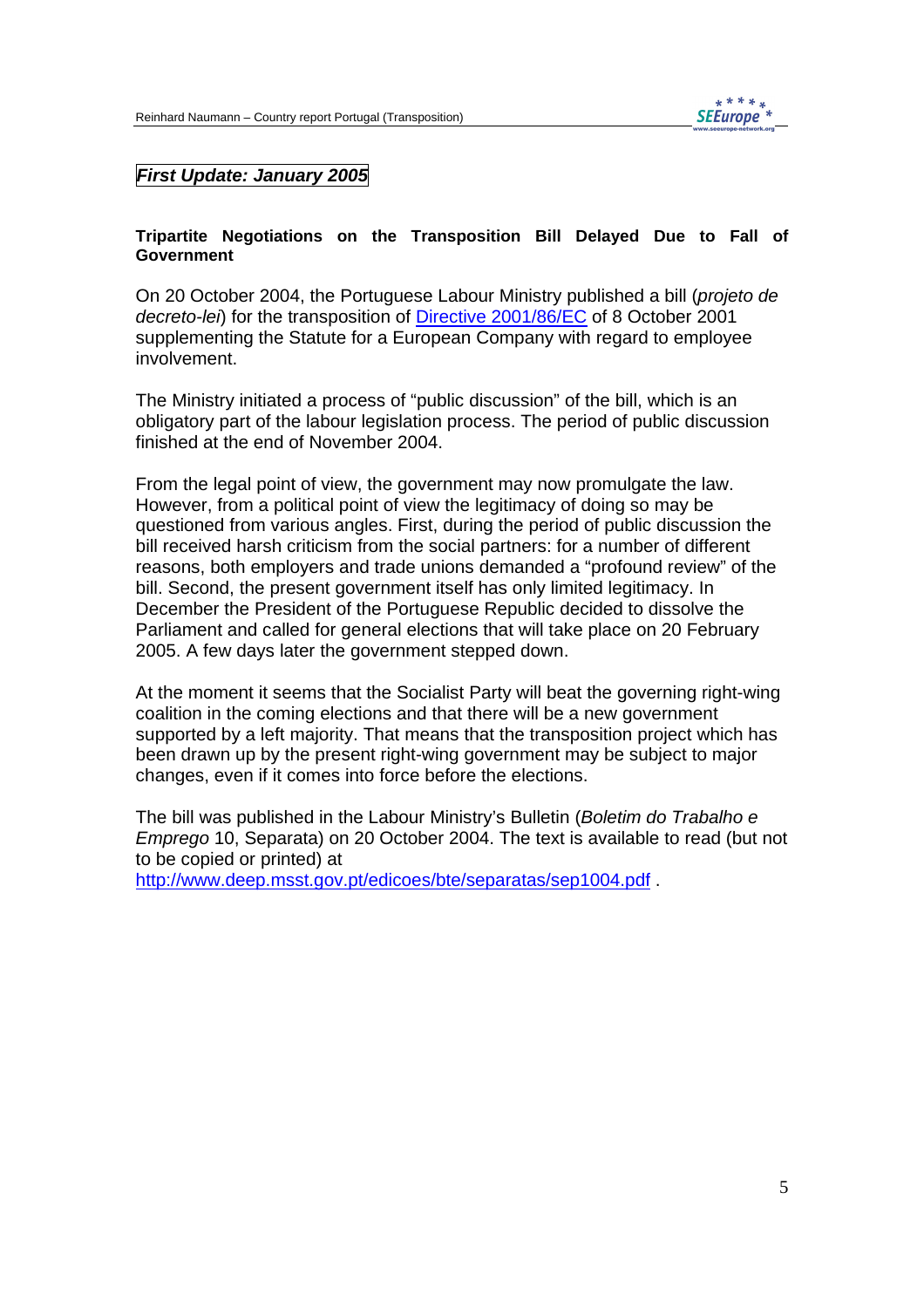***First Update: January 2005***

**Tripartite Negotiations on the Transposition Bill Delayed Due to Fall of Government**

On 20 October 2004, the Portuguese Labour Ministry published a bill (*projeto de decreto-lei*) for the transposition of [Directive 2001/86/EC](Directive 2001/86/EC) of 8 October 2001 supplementing the Statute for a European Company with regard to employee involvement.

The Ministry initiated a process of "public discussion" of the bill, which is an obligatory part of the labour legislation process. The period of public discussion finished at the end of November 2004.

From the legal point of view, the government may now promulgate the law. However, from a political point of view the legitimacy of doing so may be questioned from various angles. First, during the period of public discussion the bill received harsh criticism from the social partners: for a number of different reasons, both employers and trade unions demanded a "profound review" of the bill. Second, the present government itself has only limited legitimacy. In December the President of the Portuguese Republic decided to dissolve the Parliament and called for general elections that will take place on 20 February 2005. A few days later the government stepped down.

At the moment it seems that the Socialist Party will beat the governing right-wing coalition in the coming elections and that there will be a new government supported by a left majority. That means that the transposition project which has been drawn up by the present right-wing government may be subject to major changes, even if it comes into force before the elections.

The bill was published in the Labour Ministry's Bulletin (*Boletim do Trabalho e Emprego* 10, Separata) on 20 October 2004. The text is available to read (but not to be copied or printed) at http://www.deep.msst.gov.pt/edicoes/bte/separatas/sep1004.pdf .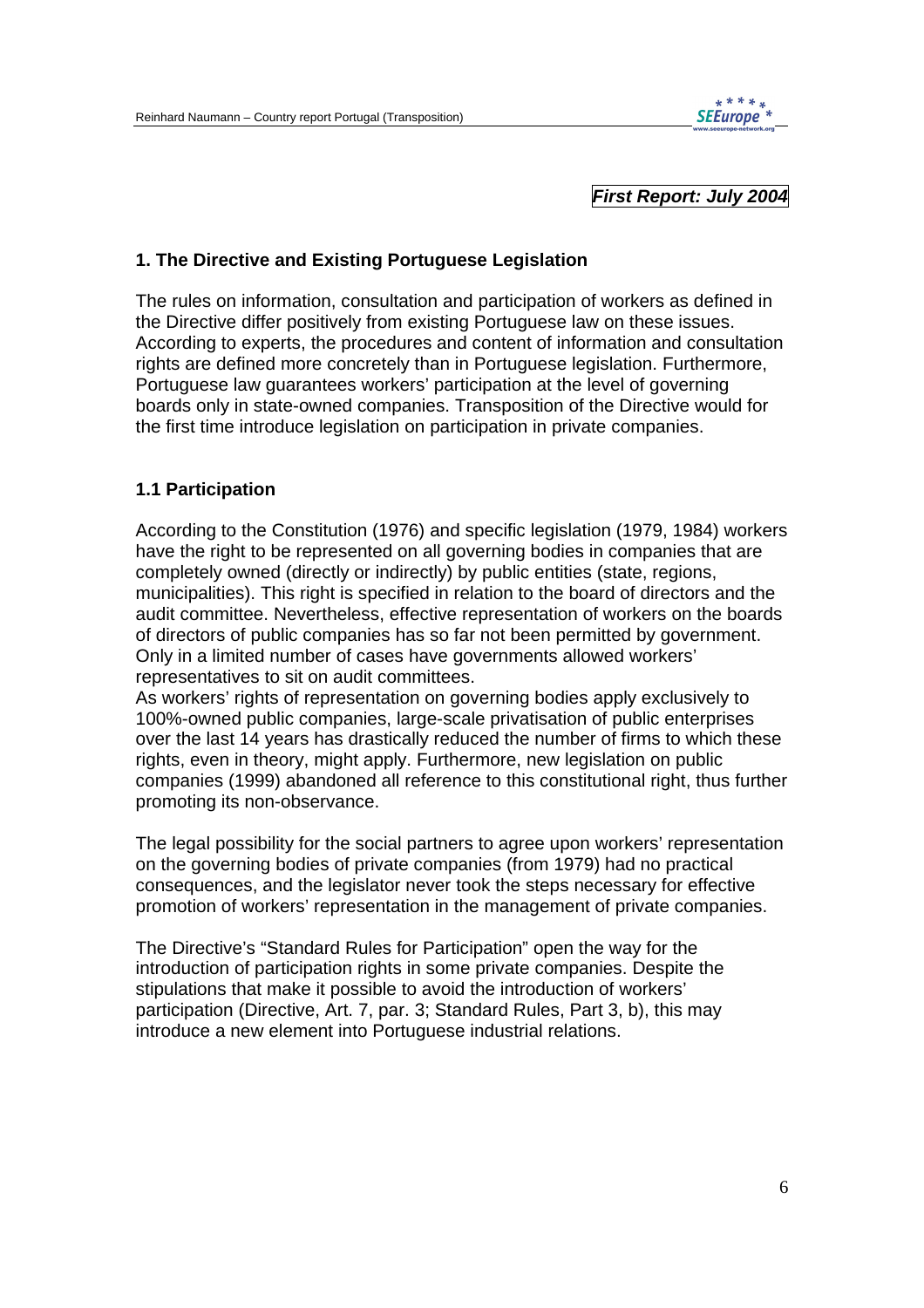*First Report: July 2004*

## 1. The Directive and Existing Portuguese Legislation

The rules on information, consultation and participation of workers as defined in the Directive differ positively from existing Portuguese law on these issues. According to experts, the procedures and content of information and consultation rights are defined more concretely than in Portuguese legislation. Furthermore, Portuguese law guarantees workers' participation at the level of governing boards only in state-owned companies. Transposition of the Directive would for the first time introduce legislation on participation in private companies.

### 1.1 Participation

According to the Constitution (1976) and specific legislation (1979, 1984) workers have the right to be represented on all governing bodies in companies that are completely owned (directly or indirectly) by public entities (state, regions, municipalities). This right is specified in relation to the board of directors and the audit committee. Nevertheless, effective representation of workers on the boards of directors of public companies has so far not been permitted by government. Only in a limited number of cases have governments allowed workers' representatives to sit on audit committees.

As workers' rights of representation on governing bodies apply exclusively to 100%-owned public companies, large-scale privatisation of public enterprises over the last 14 years has drastically reduced the number of firms to which these rights, even in theory, might apply. Furthermore, new legislation on public companies (1999) abandoned all reference to this constitutional right, thus further promoting its non-observance.

The legal possibility for the social partners to agree upon workers' representation on the governing bodies of private companies (from 1979) had no practical consequences, and the legislator never took the steps necessary for effective promotion of workers' representation in the management of private companies.

The Directive's "Standard Rules for Participation" open the way for the introduction of participation rights in some private companies. Despite the stipulations that make it possible to avoid the introduction of workers' participation (Directive, Art. 7, par. 3; Standard Rules, Part 3, b), this may introduce a new element into Portuguese industrial relations.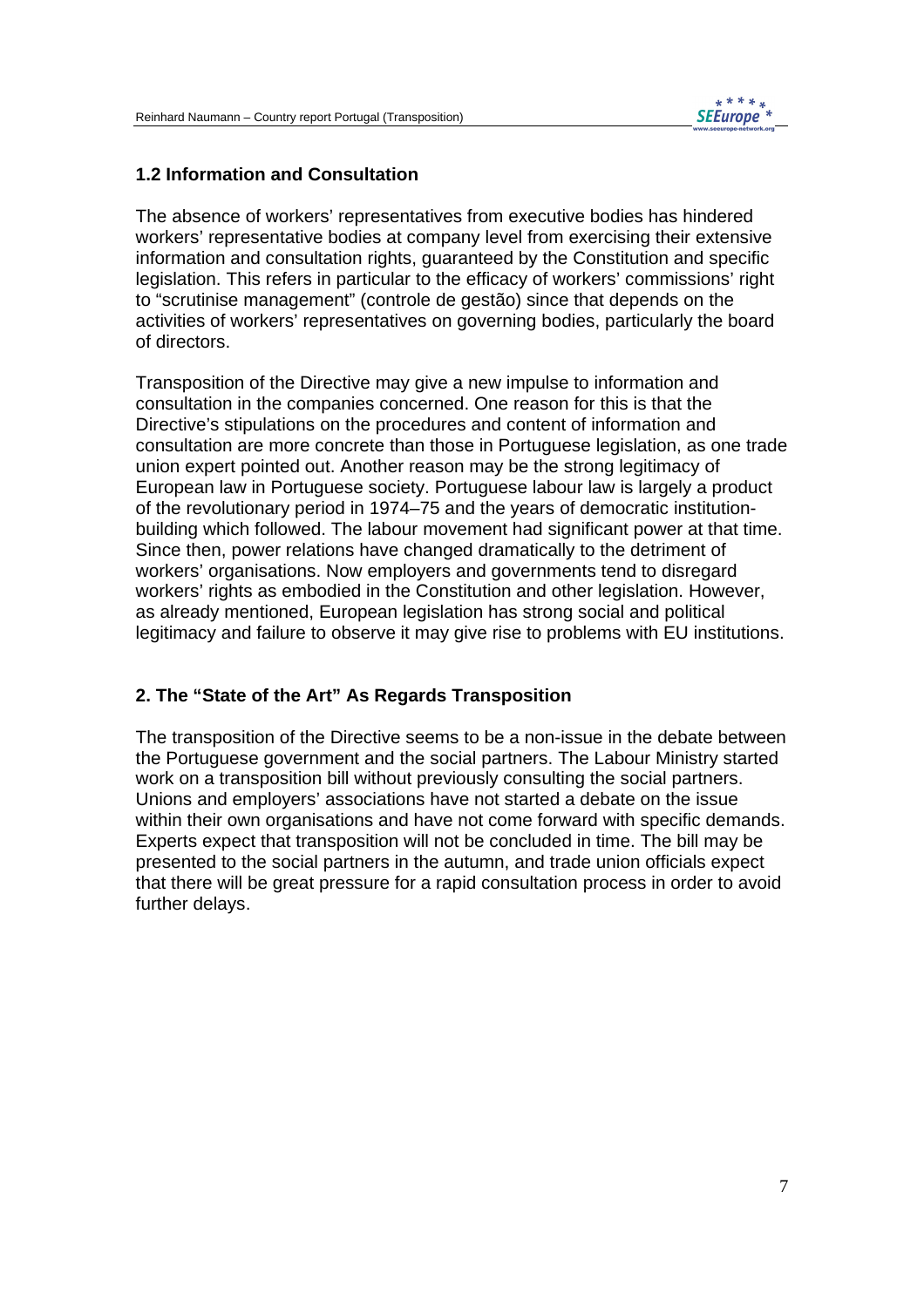### 1.2 Information and Consultation

The absence of workers' representatives from executive bodies has hindered workers' representative bodies at company level from exercising their extensive information and consultation rights, guaranteed by the Constitution and specific legislation. This refers in particular to the efficacy of workers' commissions' right to "scrutinise management" (controle de gestão) since that depends on the activities of workers' representatives on governing bodies, particularly the board of directors.

Transposition of the Directive may give a new impulse to information and consultation in the companies concerned. One reason for this is that the Directive's stipulations on the procedures and content of information and consultation are more concrete than those in Portuguese legislation, as one trade union expert pointed out. Another reason may be the strong legitimacy of European law in Portuguese society. Portuguese labour law is largely a product of the revolutionary period in 1974–75 and the years of democratic institution-building which followed. The labour movement had significant power at that time. Since then, power relations have changed dramatically to the detriment of workers' organisations. Now employers and governments tend to disregard workers' rights as embodied in the Constitution and other legislation. However, as already mentioned, European legislation has strong social and political legitimacy and failure to observe it may give rise to problems with EU institutions.

## 2. The "State of the Art" As Regards Transposition

The transposition of the Directive seems to be a non-issue in the debate between the Portuguese government and the social partners. The Labour Ministry started work on a transposition bill without previously consulting the social partners. Unions and employers' associations have not started a debate on the issue within their own organisations and have not come forward with specific demands. Experts expect that transposition will not be concluded in time. The bill may be presented to the social partners in the autumn, and trade union officials expect that there will be great pressure for a rapid consultation process in order to avoid further delays.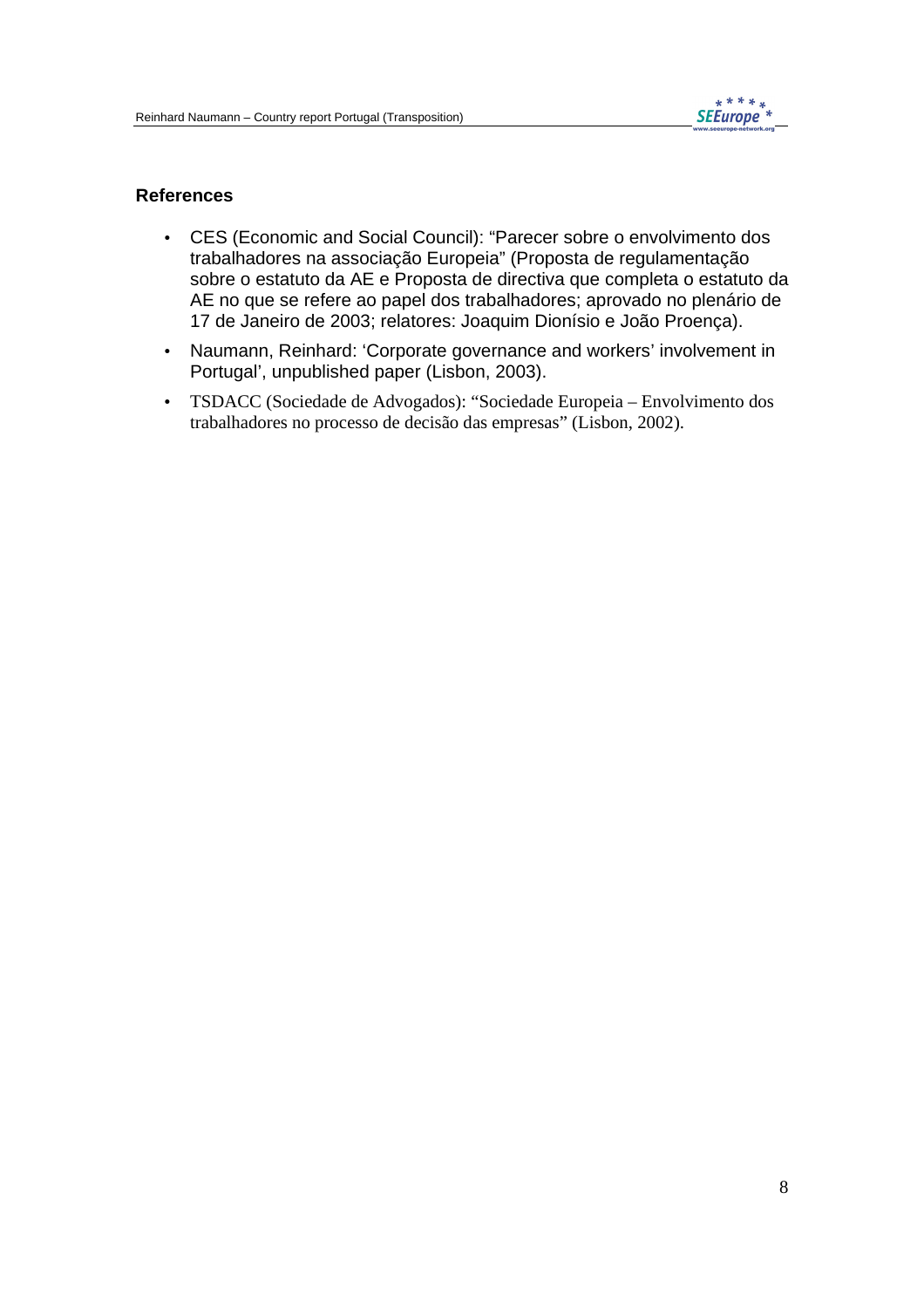## References

- CES (Economic and Social Council): "Parecer sobre o envolvimento dos trabalhadores na associação Europeia" (Proposta de regulamentação sobre o estatuto da AE e Proposta de directiva que completa o estatuto da AE no que se refere ao papel dos trabalhadores; aprovado no plenário de 17 de Janeiro de 2003; relatores: Joaquim Dionísio e João Proença).
- Naumann, Reinhard: 'Corporate governance and workers' involvement in Portugal', unpublished paper (Lisbon, 2003).
- TSDACC (Sociedade de Advogados): "Sociedade Europeia – Envolvimento dos trabalhadores no processo de decisão das empresas" (Lisbon, 2002).